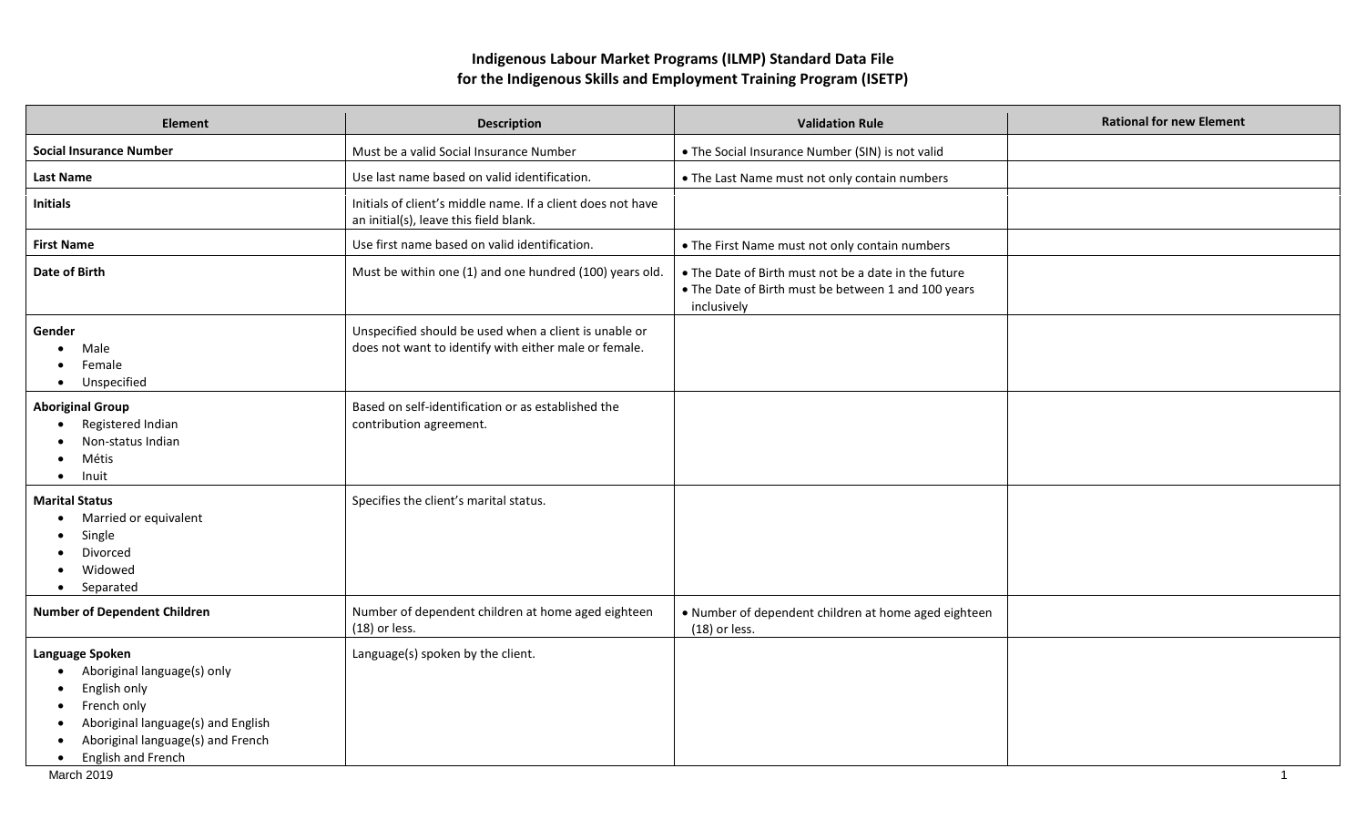# Indigenous Labour Market Programs (ILMP) Standard Data File for the Indigenous Skills and Employment Training Program (ISETP)

| Element | Description | Validation Rule | Rational for new Element |
|---|---|---|---|
| **Social Insurance Number** | Must be a valid Social Insurance Number | • The Social Insurance Number (SIN) is not valid | |
| **Last Name** | Use last name based on valid identification. | • The Last Name must not only contain numbers | |
| **Initials** | Initials of client's middle name. If a client does not have an initial(s), leave this field blank. | | |
| **First Name** | Use first name based on valid identification. | • The First Name must not only contain numbers | |
| **Date of Birth** | Must be within one (1) and one hundred (100) years old. | • The Date of Birth must not be a date in the future<br>• The Date of Birth must be between 1 and 100 years inclusively | |
| **Gender**<br>• Male<br>• Female<br>• Unspecified | Unspecified should be used when a client is unable or does not want to identify with either male or female. | | |
| **Aboriginal Group**<br>• Registered Indian<br>• Non-status Indian<br>• Métis<br>• Inuit | Based on self-identification or as established the contribution agreement. | | |
| **Marital Status**<br>• Married or equivalent<br>• Single<br>• Divorced<br>• Widowed<br>• Separated | Specifies the client's marital status. | | |
| **Number of Dependent Children** | Number of dependent children at home aged eighteen (18) or less. | • Number of dependent children at home aged eighteen (18) or less. | |
| **Language Spoken**<br>• Aboriginal language(s) only<br>• English only<br>• French only<br>• Aboriginal language(s) and English<br>• Aboriginal language(s) and French<br>• English and French | Language(s) spoken by the client. | | |

March 2019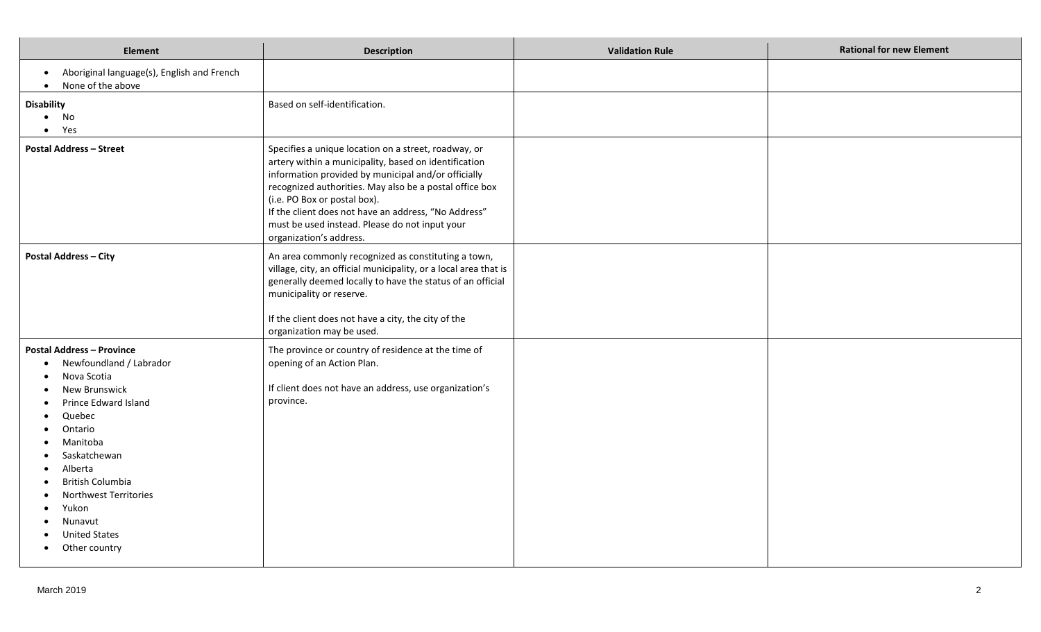| Element | Description | Validation Rule | Rational for new Element |
|---|---|---|---|
| • Aboriginal language(s), English and French<br>• None of the above | | | |
| **Disability**<br>• No<br>• Yes | Based on self-identification. | | |
| **Postal Address – Street** | Specifies a unique location on a street, roadway, or artery within a municipality, based on identification information provided by municipal and/or officially recognized authorities. May also be a postal office box (i.e. PO Box or postal box).<br>If the client does not have an address, "No Address" must be used instead. Please do not input your organization's address. | | |
| **Postal Address – City** | An area commonly recognized as constituting a town, village, city, an official municipality, or a local area that is generally deemed locally to have the status of an official municipality or reserve.<br><br>If the client does not have a city, the city of the organization may be used. | | |
| **Postal Address – Province**<br>• Newfoundland / Labrador<br>• Nova Scotia<br>• New Brunswick<br>• Prince Edward Island<br>• Quebec<br>• Ontario<br>• Manitoba<br>• Saskatchewan<br>• Alberta<br>• British Columbia<br>• Northwest Territories<br>• Yukon<br>• Nunavut<br>• United States<br>• Other country | The province or country of residence at the time of opening of an Action Plan.<br><br>If client does not have an address, use organization's province. | | |

March 2019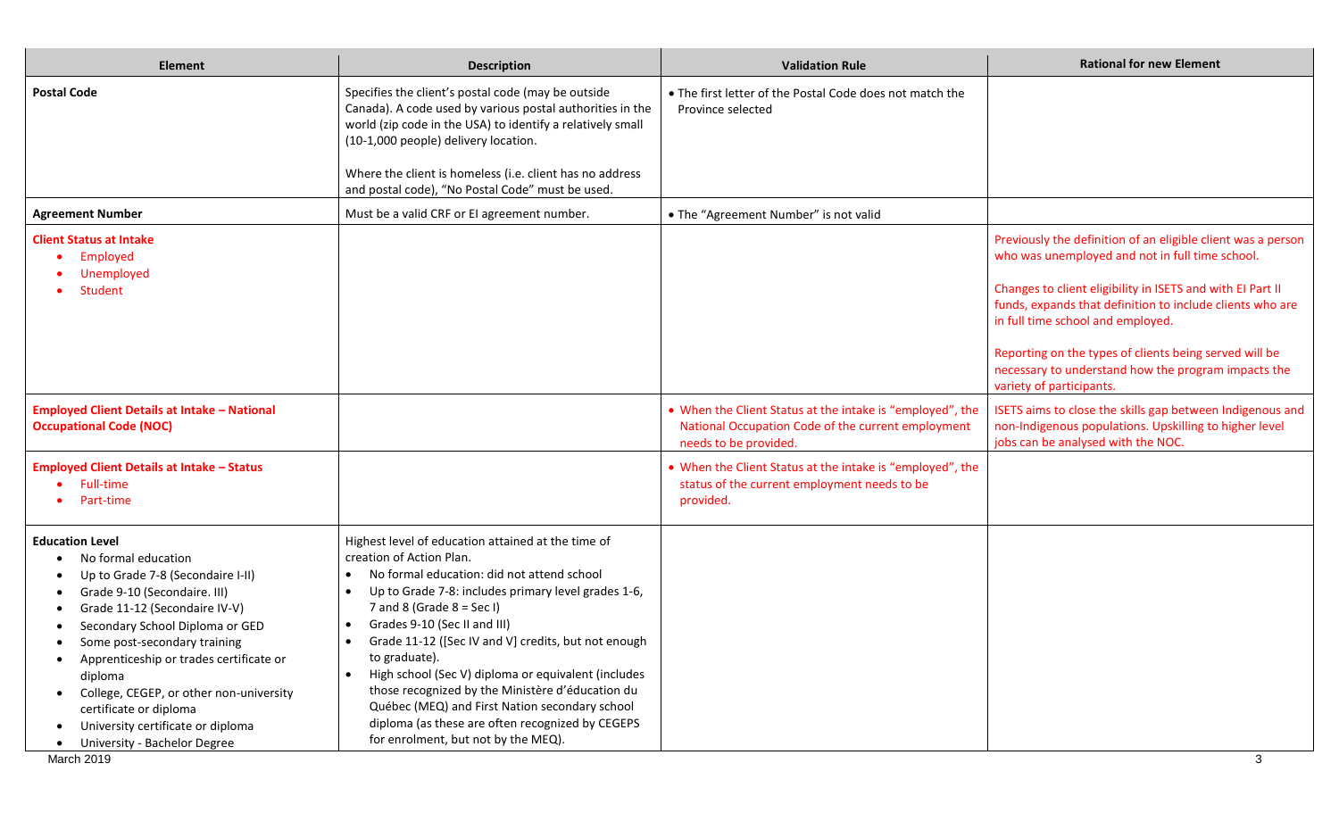| Element | Description | Validation Rule | Rational for new Element |
|---|---|---|---|
| **Postal Code** | Specifies the client's postal code (may be outside Canada). A code used by various postal authorities in the world (zip code in the USA) to identify a relatively small (10-1,000 people) delivery location.<br><br>Where the client is homeless (i.e. client has no address and postal code), "No Postal Code" must be used. | • The first letter of the Postal Code does not match the Province selected | |
| **Agreement Number** | Must be a valid CRF or EI agreement number. | • The "Agreement Number" is not valid | |
| **Client Status at Intake**<br>• Employed<br>• Unemployed<br>• Student | | | Previously the definition of an eligible client was a person who was unemployed and not in full time school.<br><br>Changes to client eligibility in ISETS and with EI Part II funds, expands that definition to include clients who are in full time school and employed.<br><br>Reporting on the types of clients being served will be necessary to understand how the program impacts the variety of participants. |
| **Employed Client Details at Intake – National Occupational Code (NOC)** | | • When the Client Status at the intake is "employed", the National Occupation Code of the current employment needs to be provided. | ISETS aims to close the skills gap between Indigenous and non-Indigenous populations. Upskilling to higher level jobs can be analysed with the NOC. |
| **Employed Client Details at Intake – Status**<br>• Full-time<br>• Part-time | | • When the Client Status at the intake is "employed", the status of the current employment needs to be provided. | |
| **Education Level**<br>• No formal education<br>• Up to Grade 7-8 (Secondaire I-II)<br>• Grade 9-10 (Secondaire. III)<br>• Grade 11-12 (Secondaire IV-V)<br>• Secondary School Diploma or GED<br>• Some post-secondary training<br>• Apprenticeship or trades certificate or diploma<br>• College, CEGEP, or other non-university certificate or diploma<br>• University certificate or diploma<br>• University - Bachelor Degree | Highest level of education attained at the time of creation of Action Plan.<br>• No formal education: did not attend school<br>• Up to Grade 7-8: includes primary level grades 1-6, 7 and 8 (Grade 8 = Sec I)<br>• Grades 9-10 (Sec II and III)<br>• Grade 11-12 ([Sec IV and V] credits, but not enough to graduate).<br>• High school (Sec V) diploma or equivalent (includes those recognized by the Ministère d'éducation du Québec (MEQ) and First Nation secondary school diploma (as these are often recognized by CEGEPS for enrolment, but not by the MEQ). | | |

March 2019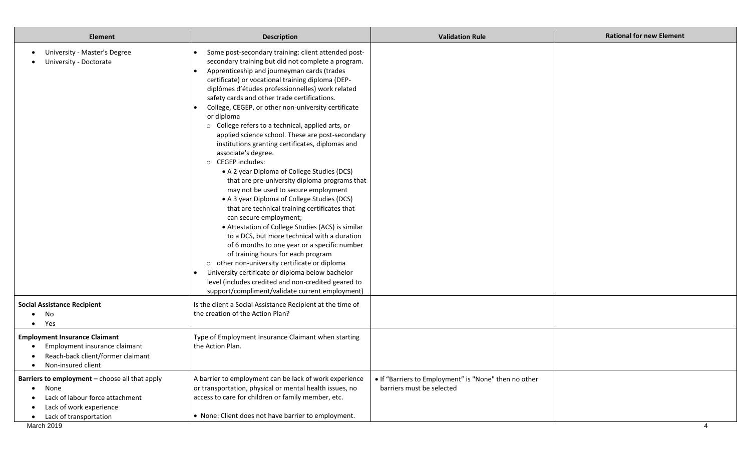| Element | Description | Validation Rule | Rational for new Element |
|---|---|---|---|
| • University - Master's Degree<br>• University - Doctorate | • Some post-secondary training: client attended post-secondary training but did not complete a program.<br>• Apprenticeship and journeyman cards (trades certificate) or vocational training diploma (DEP- diplômes d'études professionnelles) work related safety cards and other trade certifications.<br>• College, CEGEP, or other non-university certificate or diploma<br>  ○ College refers to a technical, applied arts, or applied science school. These are post-secondary institutions granting certificates, diplomas and associate's degree.<br>  ○ CEGEP includes:<br>    • A 2 year Diploma of College Studies (DCS) that are pre-university diploma programs that may not be used to secure employment<br>    • A 3 year Diploma of College Studies (DCS) that are technical training certificates that can secure employment;<br>    • Attestation of College Studies (ACS) is similar to a DCS, but more technical with a duration of 6 months to one year or a specific number of training hours for each program<br>  ○ other non-university certificate or diploma<br>• University certificate or diploma below bachelor level (includes credited and non-credited geared to support/compliment/validate current employment) | | |
| **Social Assistance Recipient**<br>• No<br>• Yes | Is the client a Social Assistance Recipient at the time of the creation of the Action Plan? | | |
| **Employment Insurance Claimant**<br>• Employment insurance claimant<br>• Reach-back client/former claimant<br>• Non-insured client | Type of Employment Insurance Claimant when starting the Action Plan. | | |
| **Barriers to employment** – choose all that apply<br>• None<br>• Lack of labour force attachment<br>• Lack of work experience<br>• Lack of transportation | A barrier to employment can be lack of work experience or transportation, physical or mental health issues, no access to care for children or family member, etc.<br><br>• None: Client does not have barrier to employment. | • If "Barriers to Employment" is "None" then no other barriers must be selected | |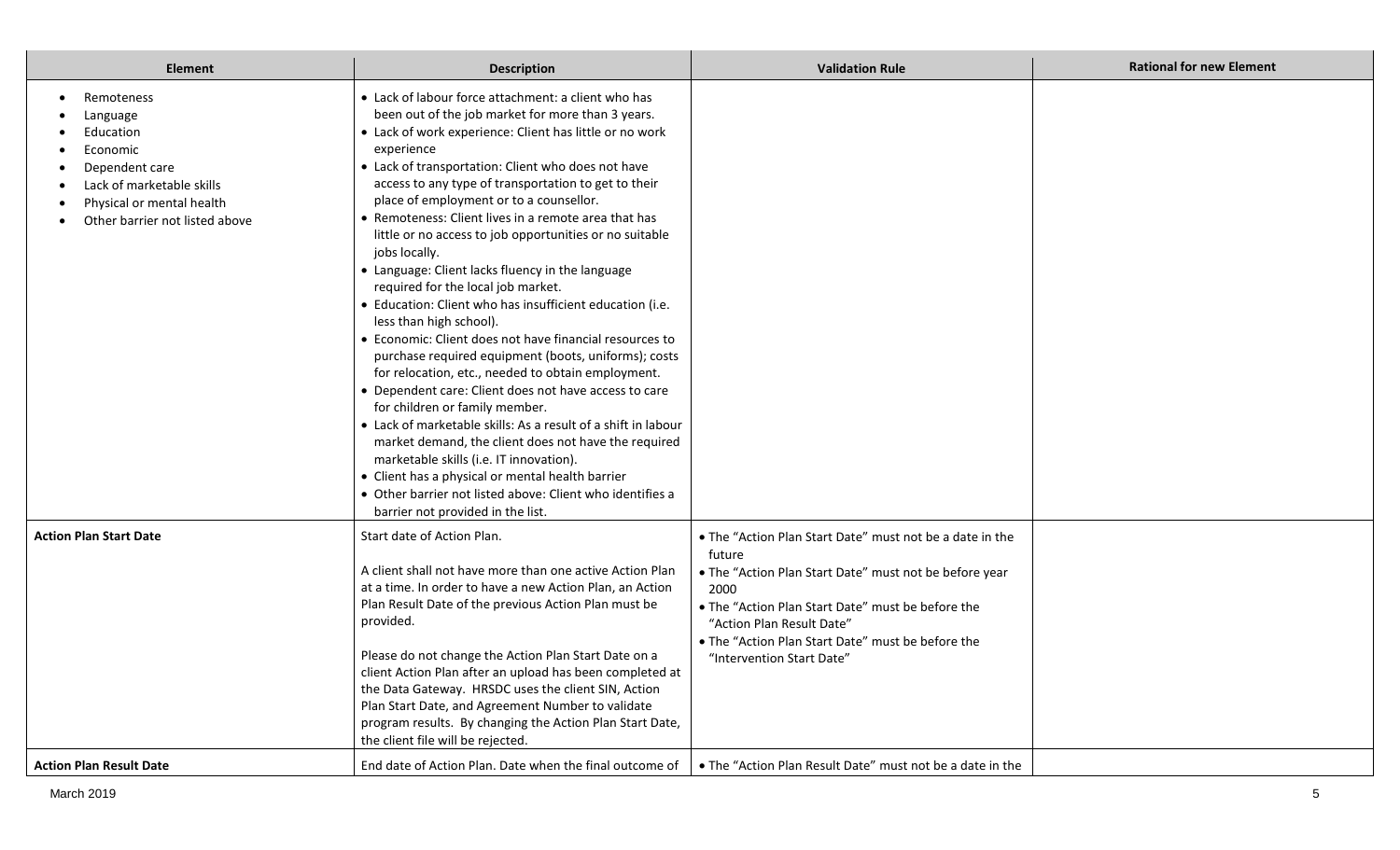| Element | Description | Validation Rule | Rational for new Element |
| --- | --- | --- | --- |
| • Remoteness<br>• Language<br>• Education<br>• Economic<br>• Dependent care<br>• Lack of marketable skills<br>• Physical or mental health<br>• Other barrier not listed above | • Lack of labour force attachment: a client who has been out of the job market for more than 3 years.<br>• Lack of work experience: Client has little or no work experience<br>• Lack of transportation: Client who does not have access to any type of transportation to get to their place of employment or to a counsellor.<br>• Remoteness: Client lives in a remote area that has little or no access to job opportunities or no suitable jobs locally.<br>• Language: Client lacks fluency in the language required for the local job market.<br>• Education: Client who has insufficient education (i.e. less than high school).<br>• Economic: Client does not have financial resources to purchase required equipment (boots, uniforms); costs for relocation, etc., needed to obtain employment.<br>• Dependent care: Client does not have access to care for children or family member.<br>• Lack of marketable skills: As a result of a shift in labour market demand, the client does not have the required marketable skills (i.e. IT innovation).<br>• Client has a physical or mental health barrier<br>• Other barrier not listed above: Client who identifies a barrier not provided in the list. | | |
| **Action Plan Start Date** | Start date of Action Plan.<br><br>A client shall not have more than one active Action Plan at a time. In order to have a new Action Plan, an Action Plan Result Date of the previous Action Plan must be provided.<br><br>Please do not change the Action Plan Start Date on a client Action Plan after an upload has been completed at the Data Gateway. HRSDC uses the client SIN, Action Plan Start Date, and Agreement Number to validate program results. By changing the Action Plan Start Date, the client file will be rejected. | • The "Action Plan Start Date" must not be a date in the future<br>• The "Action Plan Start Date" must not be before year 2000<br>• The "Action Plan Start Date" must be before the "Action Plan Result Date"<br>• The "Action Plan Start Date" must be before the "Intervention Start Date" | |
| **Action Plan Result Date** | End date of Action Plan. Date when the final outcome of | • The "Action Plan Result Date" must not be a date in the | |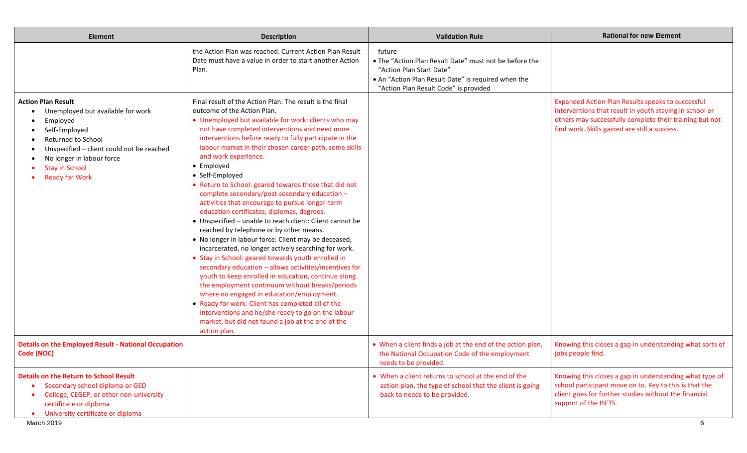| Element | Description | Validation Rule | Rational for new Element |
|---|---|---|---|
| | the Action Plan was reached. Current Action Plan Result Date must have a value in order to start another Action Plan. | future<br>• The "Action Plan Result Date" must not be before the "Action Plan Start Date"<br>• An "Action Plan Result Date" is required when the "Action Plan Result Code" is provided | |
| **Action Plan Result**<br>• Unemployed but available for work<br>• Employed<br>• Self-Employed<br>• Returned to School<br>• Unspecified – client could not be reached<br>• No longer in labour force<br>• Stay in School<br>• Ready for Work | Final result of the Action Plan. The result is the final outcome of the Action Plan.<br>• Unemployed but available for work: clients who may not have completed interventions and need more interventions before ready to fully participate in the labour market in their chosen career path, some skills and work experience.<br>• Employed<br>• Self-Employed<br>• Return to School: geared towards those that did not complete secondary/post-secondary education – activities that encourage to pursue longer-term education certificates, diplomas, degrees.<br>• Unspecified – unable to reach client: Client cannot be reached by telephone or by other means.<br>• No longer in labour force: Client may be deceased, incarcerated, no longer actively searching for work.<br>• Stay in School: geared towards youth enrolled in secondary education – allows activities/incentives for youth to keep enrolled in education, continue along the employment continuum without breaks/periods where no engaged in education/employment.<br>• Ready for work: Client has completed all of the interventions and he/she ready to go on the labour market, but did not found a job at the end of the action plan. | | Expanded Action Plan Results speaks to successful interventions that result in youth staying in school or others may successfully complete their training but not find work. Skills gained are still a success. |
| **Details on the Employed Result - National Occupation Code (NOC)** | | • When a client finds a job at the end of the action plan, the National Occupation Code of the employment needs to be provided. | Knowing this closes a gap in understanding what sorts of jobs people find. |
| **Details on the Return to School Result**<br>• Secondary school diploma or GED<br>• College, CEGEP, or other non-university certificate or diploma<br>• University certificate or diploma | | • When a client returns to school at the end of the action plan, the type of school that the client is going back to needs to be provided. | Knowing this closes a gap in understanding what type of school participant move on to. Key to this is that the client goes for further studies without the financial support of the ISETS. |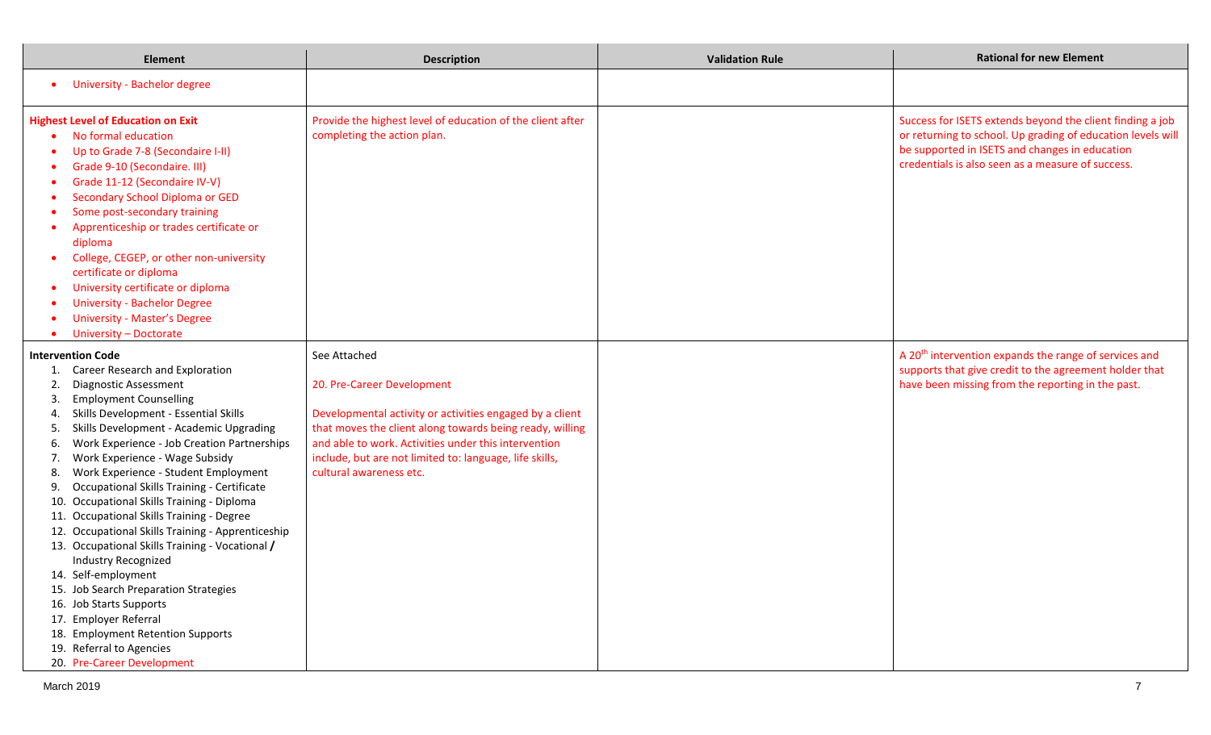| Element | Description | Validation Rule | Rational for new Element |
|---|---|---|---|
| • University - Bachelor degree | | | |
| **Highest Level of Education on Exit**<br>• No formal education<br>• Up to Grade 7-8 (Secondaire I-II)<br>• Grade 9-10 (Secondaire. III)<br>• Grade 11-12 (Secondaire IV-V)<br>• Secondary School Diploma or GED<br>• Some post-secondary training<br>• Apprenticeship or trades certificate or diploma<br>• College, CEGEP, or other non-university certificate or diploma<br>• University certificate or diploma<br>• University - Bachelor Degree<br>• University - Master's Degree<br>• University – Doctorate | Provide the highest level of education of the client after completing the action plan. | | Success for ISETS extends beyond the client finding a job or returning to school. Up grading of education levels will be supported in ISETS and changes in education credentials is also seen as a measure of success. |
| **Intervention Code**<br>1. Career Research and Exploration<br>2. Diagnostic Assessment<br>3. Employment Counselling<br>4. Skills Development - Essential Skills<br>5. Skills Development - Academic Upgrading<br>6. Work Experience - Job Creation Partnerships<br>7. Work Experience - Wage Subsidy<br>8. Work Experience - Student Employment<br>9. Occupational Skills Training - Certificate<br>10. Occupational Skills Training - Diploma<br>11. Occupational Skills Training - Degree<br>12. Occupational Skills Training - Apprenticeship<br>13. Occupational Skills Training - Vocational / Industry Recognized<br>14. Self-employment<br>15. Job Search Preparation Strategies<br>16. Job Starts Supports<br>17. Employer Referral<br>18. Employment Retention Supports<br>19. Referral to Agencies<br>20. Pre-Career Development | See Attached<br><br>20. Pre-Career Development<br><br>Developmental activity or activities engaged by a client that moves the client along towards being ready, willing and able to work. Activities under this intervention include, but are not limited to: language, life skills, cultural awareness etc. | | A 20th intervention expands the range of services and supports that give credit to the agreement holder that have been missing from the reporting in the past. |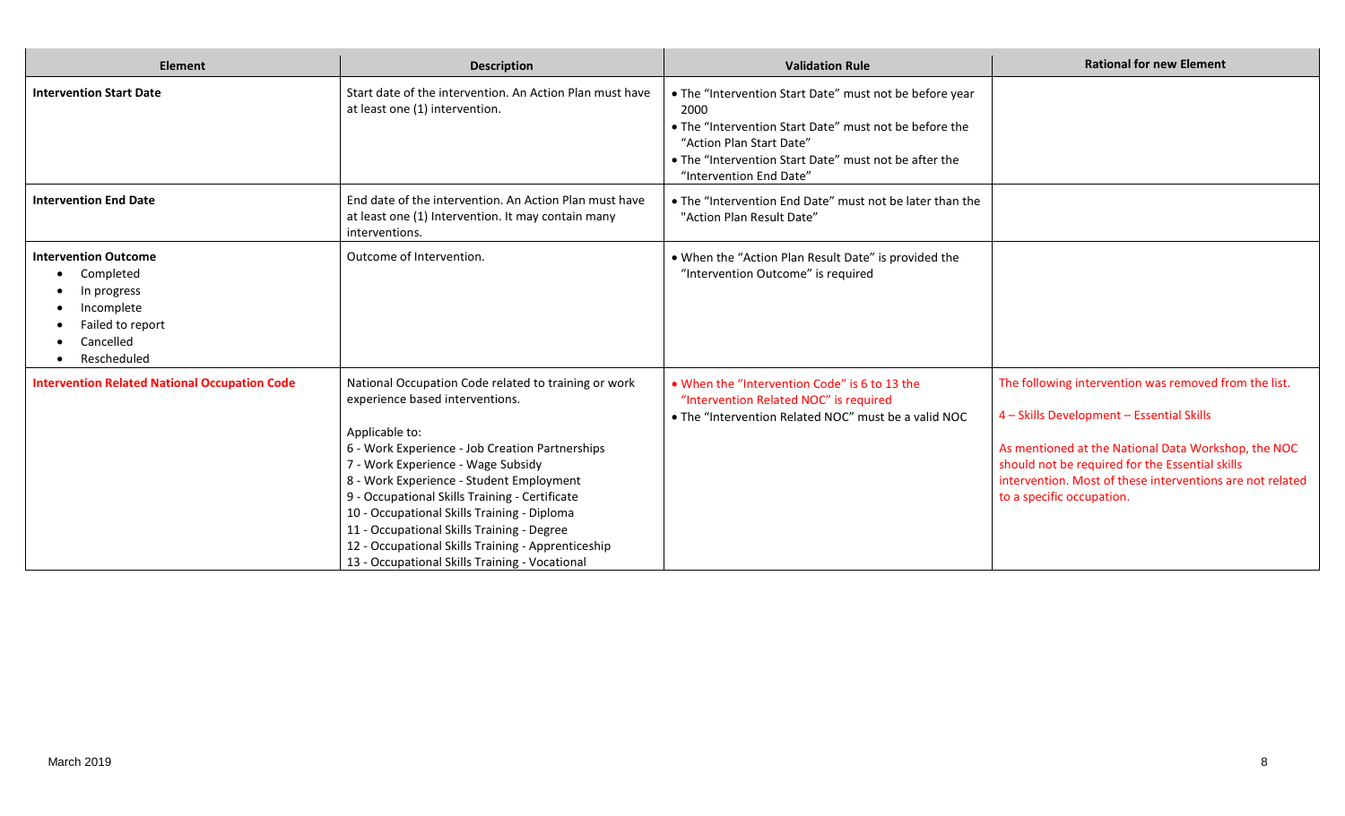| Element | Description | Validation Rule | Rational for new Element |
|---|---|---|---|
| **Intervention Start Date** | Start date of the intervention. An Action Plan must have at least one (1) intervention. | • The "Intervention Start Date" must not be before year 2000<br>• The "Intervention Start Date" must not be before the "Action Plan Start Date"<br>• The "Intervention Start Date" must not be after the "Intervention End Date" | |
| **Intervention End Date** | End date of the intervention. An Action Plan must have at least one (1) Intervention. It may contain many interventions. | • The "Intervention End Date" must not be later than the "Action Plan Result Date" | |
| **Intervention Outcome**<br>• Completed<br>• In progress<br>• Incomplete<br>• Failed to report<br>• Cancelled<br>• Rescheduled | Outcome of Intervention. | • When the "Action Plan Result Date" is provided the "Intervention Outcome" is required | |
| **Intervention Related National Occupation Code** | National Occupation Code related to training or work experience based interventions.<br><br>Applicable to:<br>6 - Work Experience - Job Creation Partnerships<br>7 - Work Experience - Wage Subsidy<br>8 - Work Experience - Student Employment<br>9 - Occupational Skills Training - Certificate<br>10 - Occupational Skills Training - Diploma<br>11 - Occupational Skills Training - Degree<br>12 - Occupational Skills Training - Apprenticeship<br>13 - Occupational Skills Training - Vocational | • When the "Intervention Code" is 6 to 13 the "Intervention Related NOC" is required<br>• The "Intervention Related NOC" must be a valid NOC | The following intervention was removed from the list.<br><br>4 – Skills Development – Essential Skills<br><br>As mentioned at the National Data Workshop, the NOC should not be required for the Essential skills intervention. Most of these interventions are not related to a specific occupation. |

March 2019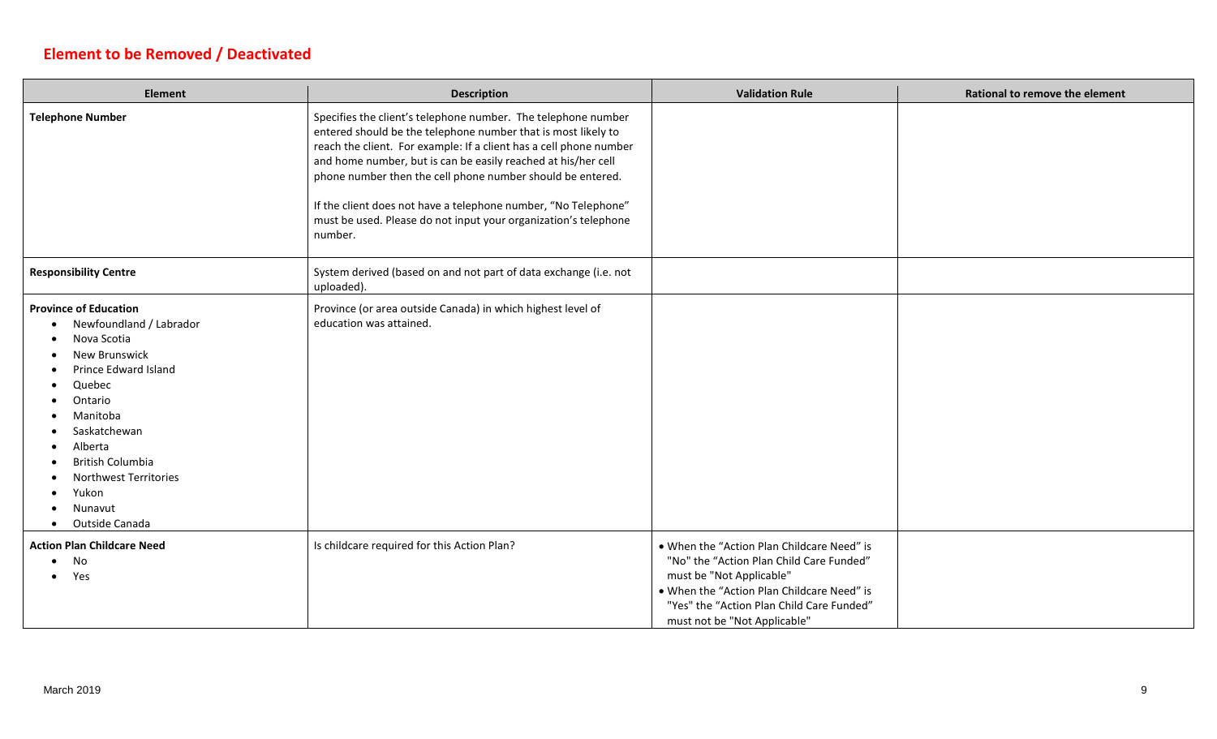## Element to be Removed / Deactivated

| Element | Description | Validation Rule | Rational to remove the element |
|---|---|---|---|
| **Telephone Number** | Specifies the client's telephone number. The telephone number entered should be the telephone number that is most likely to reach the client. For example: If a client has a cell phone number and home number, but is can be easily reached at his/her cell phone number then the cell phone number should be entered.<br><br>If the client does not have a telephone number, "No Telephone" must be used. Please do not input your organization's telephone number. | | |
| **Responsibility Centre** | System derived (based on and not part of data exchange (i.e. not uploaded). | | |
| **Province of Education**<br>• Newfoundland / Labrador<br>• Nova Scotia<br>• New Brunswick<br>• Prince Edward Island<br>• Quebec<br>• Ontario<br>• Manitoba<br>• Saskatchewan<br>• Alberta<br>• British Columbia<br>• Northwest Territories<br>• Yukon<br>• Nunavut<br>• Outside Canada | Province (or area outside Canada) in which highest level of education was attained. | | |
| **Action Plan Childcare Need**<br>• No<br>• Yes | Is childcare required for this Action Plan? | • When the "Action Plan Childcare Need" is "No" the "Action Plan Child Care Funded" must be "Not Applicable"<br>• When the "Action Plan Childcare Need" is "Yes" the "Action Plan Child Care Funded" must not be "Not Applicable" | |

March 2019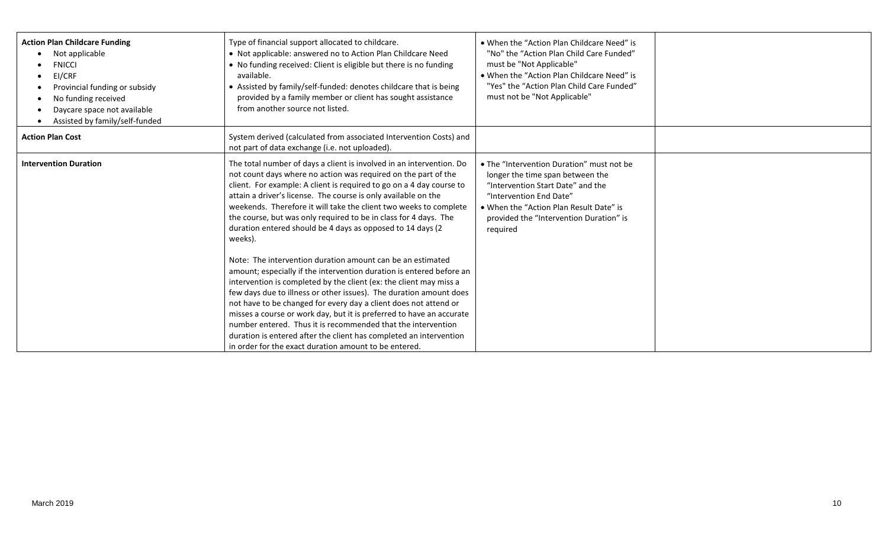| | | | |
|---|---|---|---|
| **Action Plan Childcare Funding**<br>• Not applicable<br>• FNICCI<br>• EI/CRF<br>• Provincial funding or subsidy<br>• No funding received<br>• Daycare space not available<br>• Assisted by family/self-funded | Type of financial support allocated to childcare.<br>• Not applicable: answered no to Action Plan Childcare Need<br>• No funding received: Client is eligible but there is no funding available.<br>• Assisted by family/self-funded: denotes childcare that is being provided by a family member or client has sought assistance from another source not listed. | • When the "Action Plan Childcare Need" is "No" the "Action Plan Child Care Funded" must be "Not Applicable"<br>• When the "Action Plan Childcare Need" is "Yes" the "Action Plan Child Care Funded" must not be "Not Applicable" | |
| **Action Plan Cost** | System derived (calculated from associated Intervention Costs) and not part of data exchange (i.e. not uploaded). | | |
| **Intervention Duration** | The total number of days a client is involved in an intervention. Do not count days where no action was required on the part of the client. For example: A client is required to go on a 4 day course to attain a driver's license. The course is only available on the weekends. Therefore it will take the client two weeks to complete the course, but was only required to be in class for 4 days. The duration entered should be 4 days as opposed to 14 days (2 weeks).<br><br>Note: The intervention duration amount can be an estimated amount; especially if the intervention duration is entered before an intervention is completed by the client (ex: the client may miss a few days due to illness or other issues). The duration amount does not have to be changed for every day a client does not attend or misses a course or work day, but it is preferred to have an accurate number entered. Thus it is recommended that the intervention duration is entered after the client has completed an intervention in order for the exact duration amount to be entered. | • The "Intervention Duration" must not be longer the time span between the "Intervention Start Date" and the "Intervention End Date"<br>• When the "Action Plan Result Date" is provided the "Intervention Duration" is required | |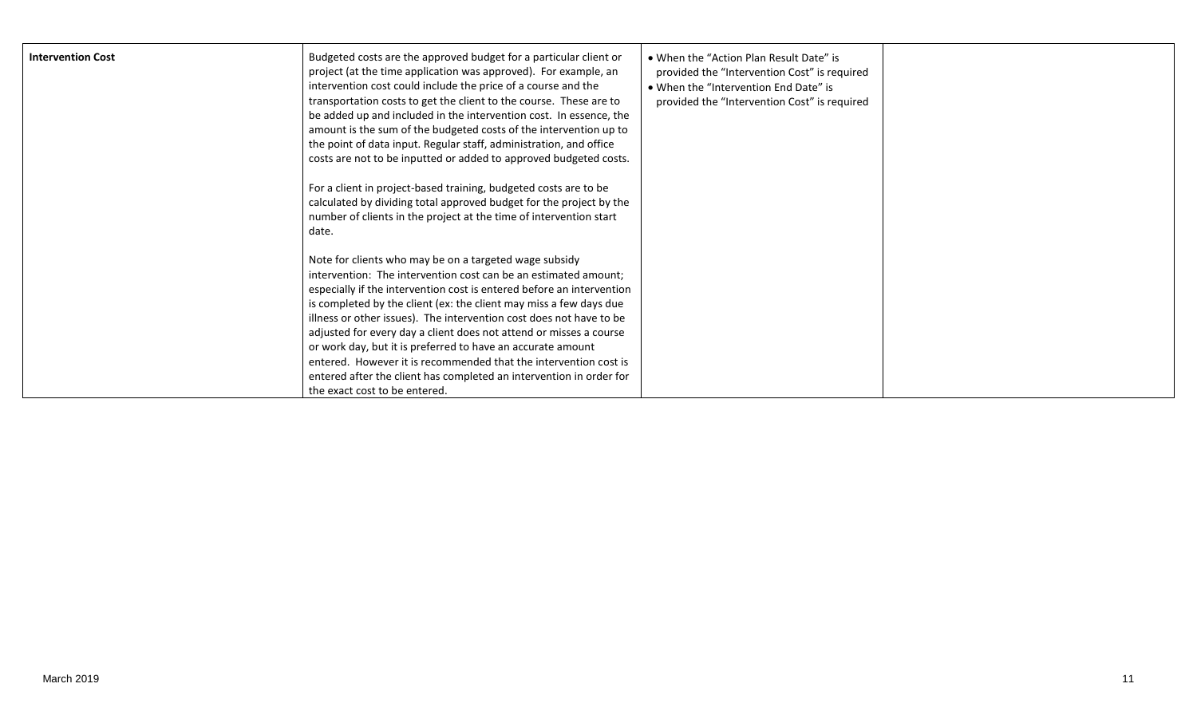| | | | |
|---|---|---|---|
| **Intervention Cost** | Budgeted costs are the approved budget for a particular client or project (at the time application was approved). For example, an intervention cost could include the price of a course and the transportation costs to get the client to the course. These are to be added up and included in the intervention cost. In essence, the amount is the sum of the budgeted costs of the intervention up to the point of data input. Regular staff, administration, and office costs are not to be inputted or added to approved budgeted costs.<br><br>For a client in project-based training, budgeted costs are to be calculated by dividing total approved budget for the project by the number of clients in the project at the time of intervention start date.<br><br>Note for clients who may be on a targeted wage subsidy intervention: The intervention cost can be an estimated amount; especially if the intervention cost is entered before an intervention is completed by the client (ex: the client may miss a few days due illness or other issues). The intervention cost does not have to be adjusted for every day a client does not attend or misses a course or work day, but it is preferred to have an accurate amount entered. However it is recommended that the intervention cost is entered after the client has completed an intervention in order for the exact cost to be entered. | • When the "Action Plan Result Date" is provided the "Intervention Cost" is required<br>• When the "Intervention End Date" is provided the "Intervention Cost" is required | |

March 2019